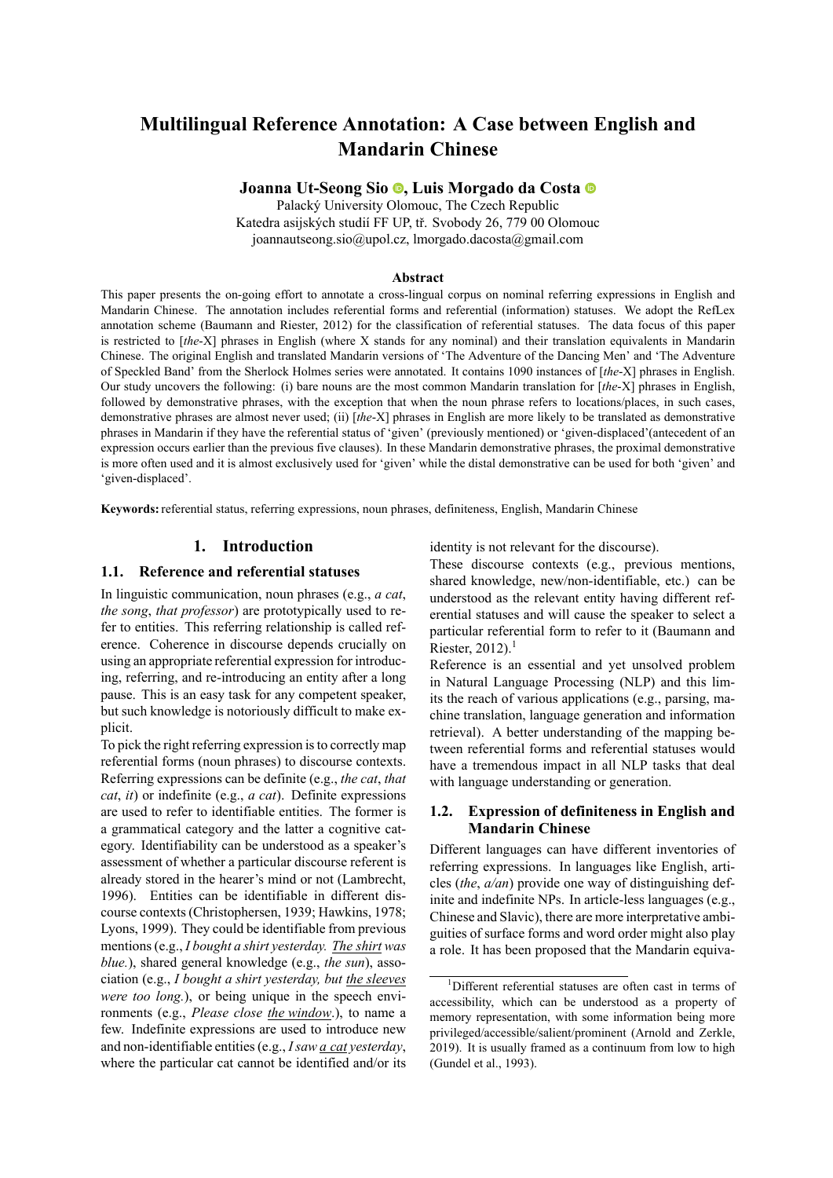# Multilingual Reference Annotation: A Case between English and Mandarin Chinese

**Joanna Ut-Seong Sio, Luis Morgado da Costa**

Palacký University Olomouc, The Czech Republic
Katedra asijských studií FF UP, tř. Svobody 26, 779 00 Olomouc
joannautseong.sio@upol.cz, lmorgado.dacosta@gmail.com

### Abstract

This paper presents the on-going effort to annotate a cross-lingual corpus on nominal referring expressions in English and Mandarin Chinese. The annotation includes referential forms and referential (information) statuses. We adopt the RefLex annotation scheme (Baumann and Riester, 2012) for the classification of referential statuses. The data focus of this paper is restricted to [*the*-X] phrases in English (where X stands for any nominal) and their translation equivalents in Mandarin Chinese. The original English and translated Mandarin versions of 'The Adventure of the Dancing Men' and 'The Adventure of Speckled Band' from the Sherlock Holmes series were annotated. It contains 1090 instances of [*the*-X] phrases in English. Our study uncovers the following: (i) bare nouns are the most common Mandarin translation for [*the*-X] phrases in English, followed by demonstrative phrases, with the exception that when the noun phrase refers to locations/places, in such cases, demonstrative phrases are almost never used; (ii) [*the*-X] phrases in English are more likely to be translated as demonstrative phrases in Mandarin if they have the referential status of 'given' (previously mentioned) or 'given-displaced'(antecedent of an expression occurs earlier than the previous five clauses). In these Mandarin demonstrative phrases, the proximal demonstrative is more often used and it is almost exclusively used for 'given' while the distal demonstrative can be used for both 'given' and 'given-displaced'.

**Keywords:** referential status, referring expressions, noun phrases, definiteness, English, Mandarin Chinese

## 1. Introduction

### 1.1. Reference and referential statuses

In linguistic communication, noun phrases (e.g., *a cat*, *the song*, *that professor*) are prototypically used to refer to entities. This referring relationship is called reference. Coherence in discourse depends crucially on using an appropriate referential expression for introducing, referring, and re-introducing an entity after a long pause. This is an easy task for any competent speaker, but such knowledge is notoriously difficult to make explicit.

To pick the right referring expression is to correctly map referential forms (noun phrases) to discourse contexts. Referring expressions can be definite (e.g., *the cat*, *that cat*, *it*) or indefinite (e.g., *a cat*). Definite expressions are used to refer to identifiable entities. The former is a grammatical category and the latter a cognitive category. Identifiability can be understood as a speaker's assessment of whether a particular discourse referent is already stored in the hearer's mind or not (Lambrecht, 1996). Entities can be identifiable in different discourse contexts (Christophersen, 1939; Hawkins, 1978; Lyons, 1999). They could be identifiable from previous mentions (e.g., *I bought a shirt yesterday. The shirt was blue.*), shared general knowledge (e.g., *the sun*), association (e.g., *I bought a shirt yesterday, but the sleeves were too long.*), or being unique in the speech environments (e.g., *Please close the window.*), to name a few. Indefinite expressions are used to introduce new and non-identifiable entities (e.g., *I saw a cat yesterday*, where the particular cat cannot be identified and/or its identity is not relevant for the discourse).

These discourse contexts (e.g., previous mentions, shared knowledge, new/non-identifiable, etc.) can be understood as the relevant entity having different referential statuses and will cause the speaker to select a particular referential form to refer to it (Baumann and Riester, 2012).[1]

Reference is an essential and yet unsolved problem in Natural Language Processing (NLP) and this limits the reach of various applications (e.g., parsing, machine translation, language generation and information retrieval). A better understanding of the mapping between referential forms and referential statuses would have a tremendous impact in all NLP tasks that deal with language understanding or generation.

### 1.2. Expression of definiteness in English and Mandarin Chinese

Different languages can have different inventories of referring expressions. In languages like English, articles (*the*, *a/an*) provide one way of distinguishing definite and indefinite NPs. In article-less languages (e.g., Chinese and Slavic), there are more interpretative ambiguities of surface forms and word order might also play a role. It has been proposed that the Mandarin equiva-

[1] Different referential statuses are often cast in terms of accessibility, which can be understood as a property of memory representation, with some information being more privileged/accessible/salient/prominent (Arnold and Zerkle, 2019). It is usually framed as a continuum from low to high (Gundel et al., 1993).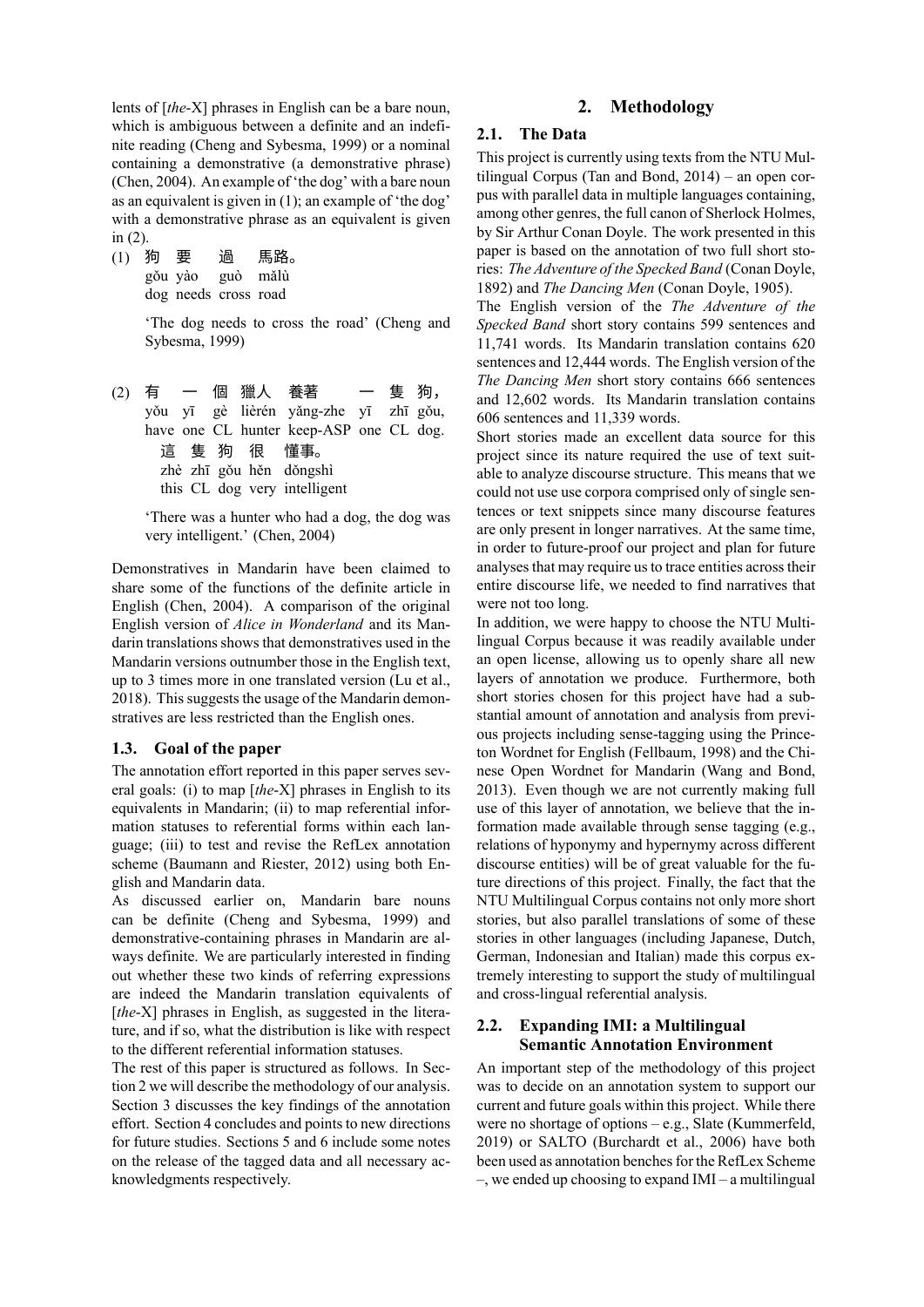lents of [*the*-X] phrases in English can be a bare noun, which is ambiguous between a definite and an indefinite reading (Cheng and Sybesma, 1999) or a nominal containing a demonstrative (a demonstrative phrase) (Chen, 2004). An example of 'the dog' with a bare noun as an equivalent is given in (1); an example of 'the dog' with a demonstrative phrase as an equivalent is given in (2).

(1) 狗 要 過 馬路。
gǒu yào guò mǎlù
dog needs cross road

'The dog needs to cross the road' (Cheng and Sybesma, 1999)

(2) 有 一 個 獵人 養著 一 隻 狗，
yǒu yī gè lièrén yǎng-zhe yī zhī gǒu,
have one CL hunter keep-ASP one CL dog.
這 隻 狗 很 懂事。
zhè zhī gǒu hěn dǒngshì
this CL dog very intelligent

'There was a hunter who had a dog, the dog was very intelligent.' (Chen, 2004)

Demonstratives in Mandarin have been claimed to share some of the functions of the definite article in English (Chen, 2004). A comparison of the original English version of *Alice in Wonderland* and its Mandarin translations shows that demonstratives used in the Mandarin versions outnumber those in the English text, up to 3 times more in one translated version (Lu et al., 2018). This suggests the usage of the Mandarin demonstratives are less restricted than the English ones.

### 1.3. Goal of the paper

The annotation effort reported in this paper serves several goals: (i) to map [*the*-X] phrases in English to its equivalents in Mandarin; (ii) to map referential information statuses to referential forms within each language; (iii) to test and revise the RefLex annotation scheme (Baumann and Riester, 2012) using both English and Mandarin data.

As discussed earlier on, Mandarin bare nouns can be definite (Cheng and Sybesma, 1999) and demonstrative-containing phrases in Mandarin are always definite. We are particularly interested in finding out whether these two kinds of referring expressions are indeed the Mandarin translation equivalents of [*the*-X] phrases in English, as suggested in the literature, and if so, what the distribution is like with respect to the different referential information statuses.

The rest of this paper is structured as follows. In Section 2 we will describe the methodology of our analysis. Section 3 discusses the key findings of the annotation effort. Section 4 concludes and points to new directions for future studies. Sections 5 and 6 include some notes on the release of the tagged data and all necessary acknowledgments respectively.

## 2. Methodology

### 2.1. The Data

This project is currently using texts from the NTU Multilingual Corpus (Tan and Bond, 2014) – an open corpus with parallel data in multiple languages containing, among other genres, the full canon of Sherlock Holmes, by Sir Arthur Conan Doyle. The work presented in this paper is based on the annotation of two full short stories: *The Adventure of the Specked Band* (Conan Doyle, 1892) and *The Dancing Men* (Conan Doyle, 1905).

The English version of the *The Adventure of the Specked Band* short story contains 599 sentences and 11,741 words. Its Mandarin translation contains 620 sentences and 12,444 words. The English version of the *The Dancing Men* short story contains 666 sentences and 12,602 words. Its Mandarin translation contains 606 sentences and 11,339 words.

Short stories made an excellent data source for this project since its nature required the use of text suitable to analyze discourse structure. This means that we could not use use corpora comprised only of single sentences or text snippets since many discourse features are only present in longer narratives. At the same time, in order to future-proof our project and plan for future analyses that may require us to trace entities across their entire discourse life, we needed to find narratives that were not too long.

In addition, we were happy to choose the NTU Multilingual Corpus because it was readily available under an open license, allowing us to openly share all new layers of annotation we produce. Furthermore, both short stories chosen for this project have had a substantial amount of annotation and analysis from previous projects including sense-tagging using the Princeton Wordnet for English (Fellbaum, 1998) and the Chinese Open Wordnet for Mandarin (Wang and Bond, 2013). Even though we are not currently making full use of this layer of annotation, we believe that the information made available through sense tagging (e.g., relations of hyponymy and hypernymy across different discourse entities) will be of great valuable for the future directions of this project. Finally, the fact that the NTU Multilingual Corpus contains not only more short stories, but also parallel translations of some of these stories in other languages (including Japanese, Dutch, German, Indonesian and Italian) made this corpus extremely interesting to support the study of multilingual and cross-lingual referential analysis.

### 2.2. Expanding IMI: a Multilingual Semantic Annotation Environment

An important step of the methodology of this project was to decide on an annotation system to support our current and future goals within this project. While there were no shortage of options – e.g., Slate (Kummerfeld, 2019) or SALTO (Burchardt et al., 2006) have both been used as annotation benches for the RefLex Scheme –, we ended up choosing to expand IMI – a multilingual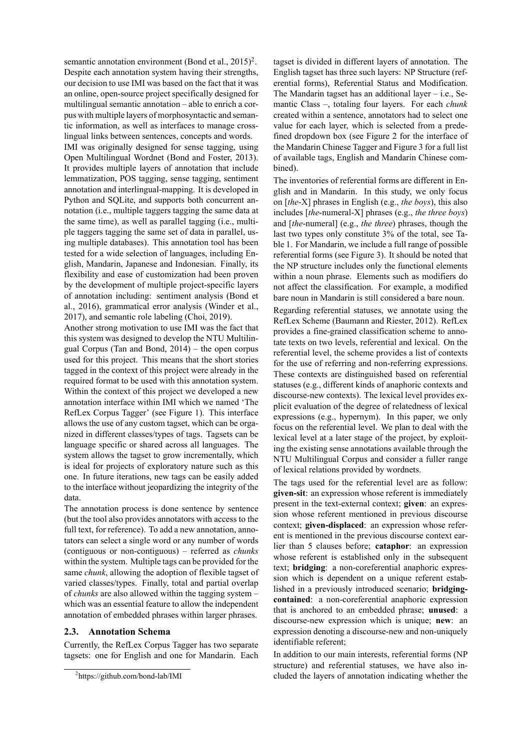semantic annotation environment (Bond et al., 2015)[2]. Despite each annotation system having their strengths, our decision to use IMI was based on the fact that it was an online, open-source project specifically designed for multilingual semantic annotation – able to enrich a corpus with multiple layers of morphosyntactic and semantic information, as well as interfaces to manage cross-lingual links between sentences, concepts and words.

IMI was originally designed for sense tagging, using Open Multilingual Wordnet (Bond and Foster, 2013). It provides multiple layers of annotation that include lemmatization, POS tagging, sense tagging, sentiment annotation and interlingual-mapping. It is developed in Python and SQLite, and supports both concurrent annotation (i.e., multiple taggers tagging the same data at the same time), as well as parallel tagging (i.e., multiple taggers tagging the same set of data in parallel, using multiple databases). This annotation tool has been tested for a wide selection of languages, including English, Mandarin, Japanese and Indonesian. Finally, its flexibility and ease of customization had been proven by the development of multiple project-specific layers of annotation including: sentiment analysis (Bond et al., 2016), grammatical error analysis (Winder et al., 2017), and semantic role labeling (Choi, 2019).

Another strong motivation to use IMI was the fact that this system was designed to develop the NTU Multilingual Corpus (Tan and Bond, 2014) – the open corpus used for this project. This means that the short stories tagged in the context of this project were already in the required format to be used with this annotation system. Within the context of this project we developed a new annotation interface within IMI which we named 'The RefLex Corpus Tagger' (see Figure 1). This interface allows the use of any custom tagset, which can be organized in different classes/types of tags. Tagsets can be language specific or shared across all languages. The system allows the tagset to grow incrementally, which is ideal for projects of exploratory nature such as this one. In future iterations, new tags can be easily added to the interface without jeopardizing the integrity of the data.

The annotation process is done sentence by sentence (but the tool also provides annotators with access to the full text, for reference). To add a new annotation, annotators can select a single word or any number of words (contiguous or non-contiguous) – referred as *chunks* within the system. Multiple tags can be provided for the same *chunk*, allowing the adoption of flexible tagset of varied classes/types. Finally, total and partial overlap of *chunks* are also allowed within the tagging system – which was an essential feature to allow the independent annotation of embedded phrases within larger phrases.

## 2.3. Annotation Schema

Currently, the RefLex Corpus Tagger has two separate tagsets: one for English and one for Mandarin. Each tagset is divided in different layers of annotation. The English tagset has three such layers: NP Structure (referential forms), Referential Status and Modification. The Mandarin tagset has an additional layer – i.e., Semantic Class –, totaling four layers. For each *chunk* created within a sentence, annotators had to select one value for each layer, which is selected from a predefined dropdown box (see Figure 2 for the interface of the Mandarin Chinese Tagger and Figure 3 for a full list of available tags, English and Mandarin Chinese combined).

The inventories of referential forms are different in English and in Mandarin. In this study, we only focus on [*the*-X] phrases in English (e.g., *the boys*), this also includes [*the*-numeral-X] phrases (e.g., *the three boys*) and [*the*-numeral] (e.g., *the three*) phrases, though the last two types only constitute 3% of the total, see Table 1. For Mandarin, we include a full range of possible referential forms (see Figure 3). It should be noted that the NP structure includes only the functional elements within a noun phrase. Elements such as modifiers do not affect the classification. For example, a modified bare noun in Mandarin is still considered a bare noun.

Regarding referential statuses, we annotate using the RefLex Scheme (Baumann and Riester, 2012). RefLex provides a fine-grained classification scheme to annotate texts on two levels, referential and lexical. On the referential level, the scheme provides a list of contexts for the use of referring and non-referring expressions. These contexts are distinguished based on referential statuses (e.g., different kinds of anaphoric contexts and discourse-new contexts). The lexical level provides explicit evaluation of the degree of relatedness of lexical expressions (e.g., hypernym). In this paper, we only focus on the referential level. We plan to deal with the lexical level at a later stage of the project, by exploiting the existing sense annotations available through the NTU Multilingual Corpus and consider a fuller range of lexical relations provided by wordnets.

The tags used for the referential level are as follow: **given-sit**: an expression whose referent is immediately present in the text-external context; **given**: an expression whose referent mentioned in previous discourse context; **given-displaced**: an expression whose referent is mentioned in the previous discourse context earlier than 5 clauses before; **cataphor**: an expression whose referent is established only in the subsequent text; **bridging**: a non-coreferential anaphoric expression which is dependent on a unique referent established in a previously introduced scenario; **bridging-contained**: a non-coreferential anaphoric expression that is anchored to an embedded phrase; **unused**: a discourse-new expression which is unique; **new**: an expression denoting a discourse-new and non-uniquely identifiable referent;

In addition to our main interests, referential forms (NP structure) and referential statuses, we have also included the layers of annotation indicating whether the

[2] https://github.com/bond-lab/IMI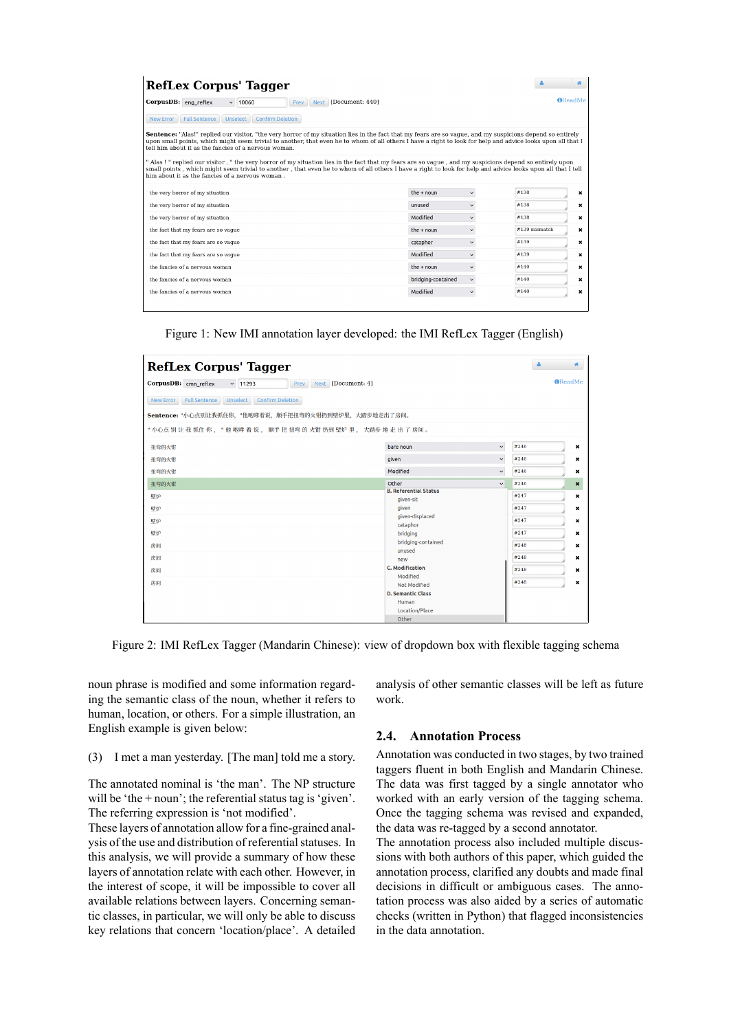Figure 1: New IMI annotation layer developed: the IMI RefLex Tagger (English)

Figure 2: IMI RefLex Tagger (Mandarin Chinese): view of dropdown box with flexible tagging schema

noun phrase is modified and some information regarding the semantic class of the noun, whether it refers to human, location, or others. For a simple illustration, an English example is given below:

(3) I met a man yesterday. [The man] told me a story.

The annotated nominal is 'the man'. The NP structure will be 'the + noun'; the referential status tag is 'given'. The referring expression is 'not modified'.
These layers of annotation allow for a fine-grained analysis of the use and distribution of referential statuses. In this analysis, we will provide a summary of how these layers of annotation relate with each other. However, in the interest of scope, it will be impossible to cover all available relations between layers. Concerning semantic classes, in particular, we will only be able to discuss key relations that concern 'location/place'. A detailed analysis of other semantic classes will be left as future work.

## 2.4. Annotation Process

Annotation was conducted in two stages, by two trained taggers fluent in both English and Mandarin Chinese. The data was first tagged by a single annotator who worked with an early version of the tagging schema. Once the tagging schema was revised and expanded, the data was re-tagged by a second annotator.
The annotation process also included multiple discussions with both authors of this paper, which guided the annotation process, clarified any doubts and made final decisions in difficult or ambiguous cases. The annotation process was also aided by a series of automatic checks (written in Python) that flagged inconsistencies in the data annotation.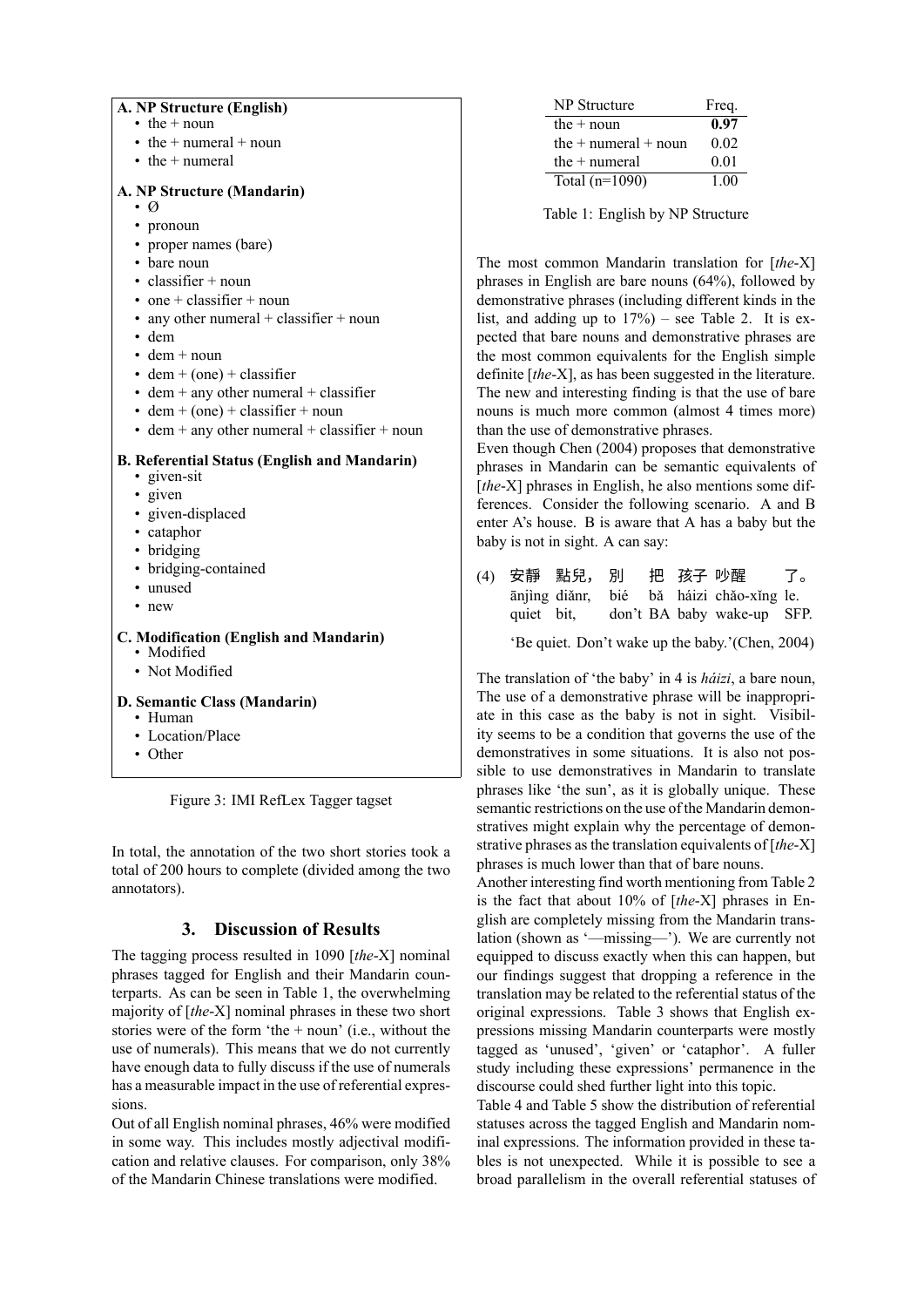**A. NP Structure (English)**

- the + noun
- the + numeral + noun
- the + numeral

**A. NP Structure (Mandarin)**

- Ø
- pronoun
- proper names (bare)
- bare noun
- classifier + noun
- one + classifier + noun
- any other numeral + classifier + noun
- dem
- dem + noun
- dem + (one) + classifier
- dem + any other numeral + classifier
- dem + (one) + classifier + noun
- dem + any other numeral + classifier + noun

**B. Referential Status (English and Mandarin)**

- given-sit
- given
- given-displaced
- cataphor
- bridging
- bridging-contained
- unused
- new

**C. Modification (English and Mandarin)**

- Modified
- Not Modified

**D. Semantic Class (Mandarin)**

- Human
- Location/Place
- Other

Figure 3: IMI RefLex Tagger tagset

In total, the annotation of the two short stories took a total of 200 hours to complete (divided among the two annotators).

## 3. Discussion of Results

The tagging process resulted in 1090 [*the*-X] nominal phrases tagged for English and their Mandarin counterparts. As can be seen in Table 1, the overwhelming majority of [*the*-X] nominal phrases in these two short stories were of the form 'the + noun' (i.e., without the use of numerals). This means that we do not currently have enough data to fully discuss if the use of numerals has a measurable impact in the use of referential expressions.

Out of all English nominal phrases, 46% were modified in some way. This includes mostly adjectival modification and relative clauses. For comparison, only 38% of the Mandarin Chinese translations were modified.

| NP Structure | Freq. |
|---|---|
| the + noun | **0.97** |
| the + numeral + noun | 0.02 |
| the + numeral | 0.01 |
| Total (n=1090) | 1.00 |

Table 1: English by NP Structure

The most common Mandarin translation for [*the*-X] phrases in English are bare nouns (64%), followed by demonstrative phrases (including different kinds in the list, and adding up to 17%) – see Table 2. It is expected that bare nouns and demonstrative phrases are the most common equivalents for the English simple definite [*the*-X], as has been suggested in the literature. The new and interesting finding is that the use of bare nouns is much more common (almost 4 times more) than the use of demonstrative phrases.

Even though Chen (2004) proposes that demonstrative phrases in Mandarin can be semantic equivalents of [*the*-X] phrases in English, he also mentions some differences. Consider the following scenario. A and B enter A's house. B is aware that A has a baby but the baby is not in sight. A can say:

(4) 安靜 點兒， 別 把 孩子 吵醒 了。
ānjìng diǎnr, bié bǎ háizi chǎo-xǐng le.
quiet bit, don't BA baby wake-up SFP.

'Be quiet. Don't wake up the baby.'(Chen, 2004)

The translation of 'the baby' in 4 is *háizi*, a bare noun, The use of a demonstrative phrase will be inappropriate in this case as the baby is not in sight. Visibility seems to be a condition that governs the use of the demonstratives in some situations. It is also not possible to use demonstratives in Mandarin to translate phrases like 'the sun', as it is globally unique. These semantic restrictions on the use of the Mandarin demonstratives might explain why the percentage of demonstrative phrases as the translation equivalents of [*the*-X] phrases is much lower than that of bare nouns.

Another interesting find worth mentioning from Table 2 is the fact that about 10% of [*the*-X] phrases in English are completely missing from the Mandarin translation (shown as '—missing—'). We are currently not equipped to discuss exactly when this can happen, but our findings suggest that dropping a reference in the translation may be related to the referential status of the original expressions. Table 3 shows that English expressions missing Mandarin counterparts were mostly tagged as 'unused', 'given' or 'cataphor'. A fuller study including these expressions' permanence in the discourse could shed further light into this topic.

Table 4 and Table 5 show the distribution of referential statuses across the tagged English and Mandarin nominal expressions. The information provided in these tables is not unexpected. While it is possible to see a broad parallelism in the overall referential statuses of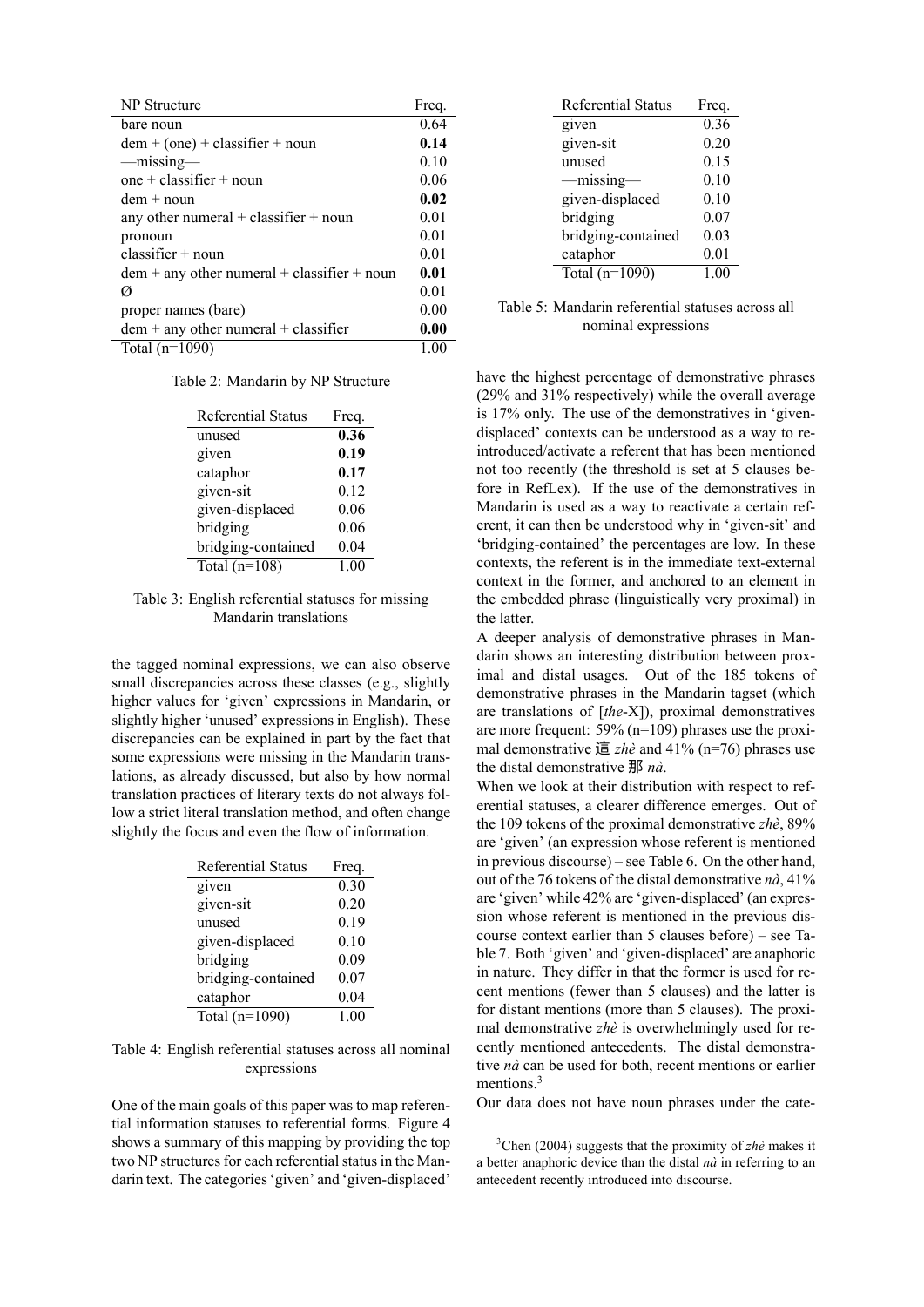| NP Structure | Freq. |
|---|---|
| bare noun | 0.64 |
| dem + (one) + classifier + noun | **0.14** |
| —missing— | 0.10 |
| one + classifier + noun | 0.06 |
| dem + noun | **0.02** |
| any other numeral + classifier + noun | 0.01 |
| pronoun | 0.01 |
| classifier + noun | 0.01 |
| dem + any other numeral + classifier + noun | **0.01** |
| Ø | 0.01 |
| proper names (bare) | 0.00 |
| dem + any other numeral + classifier | **0.00** |
| Total (n=1090) | 1.00 |

Table 2: Mandarin by NP Structure

| Referential Status | Freq. |
|---|---|
| unused | **0.36** |
| given | **0.19** |
| cataphor | **0.17** |
| given-sit | 0.12 |
| given-displaced | 0.06 |
| bridging | 0.06 |
| bridging-contained | 0.04 |
| Total (n=108) | 1.00 |

Table 3: English referential statuses for missing Mandarin translations

the tagged nominal expressions, we can also observe small discrepancies across these classes (e.g., slightly higher values for 'given' expressions in Mandarin, or slightly higher 'unused' expressions in English). These discrepancies can be explained in part by the fact that some expressions were missing in the Mandarin translations, as already discussed, but also by how normal translation practices of literary texts do not always follow a strict literal translation method, and often change slightly the focus and even the flow of information.

| Referential Status | Freq. |
|---|---|
| given | 0.30 |
| given-sit | 0.20 |
| unused | 0.19 |
| given-displaced | 0.10 |
| bridging | 0.09 |
| bridging-contained | 0.07 |
| cataphor | 0.04 |
| Total (n=1090) | 1.00 |

Table 4: English referential statuses across all nominal expressions

One of the main goals of this paper was to map referential information statuses to referential forms. Figure 4 shows a summary of this mapping by providing the top two NP structures for each referential status in the Mandarin text. The categories 'given' and 'given-displaced' have the highest percentage of demonstrative phrases (29% and 31% respectively) while the overall average is 17% only. The use of the demonstratives in 'given-displaced' contexts can be understood as a way to re-introduced/activate a referent that has been mentioned not too recently (the threshold is set at 5 clauses before in RefLex). If the use of the demonstratives in Mandarin is used as a way to reactivate a certain referent, it can then be understood why in 'given-sit' and 'bridging-contained' the percentages are low. In these contexts, the referent is in the immediate text-external context in the former, and anchored to an element in the embedded phrase (linguistically very proximal) in the latter.

| Referential Status | Freq. |
|---|---|
| given | 0.36 |
| given-sit | 0.20 |
| unused | 0.15 |
| —missing— | 0.10 |
| given-displaced | 0.10 |
| bridging | 0.07 |
| bridging-contained | 0.03 |
| cataphor | 0.01 |
| Total (n=1090) | 1.00 |

Table 5: Mandarin referential statuses across all nominal expressions

A deeper analysis of demonstrative phrases in Mandarin shows an interesting distribution between proximal and distal usages. Out of the 185 tokens of demonstrative phrases in the Mandarin tagset (which are translations of [*the*-X]), proximal demonstratives are more frequent: 59% (n=109) phrases use the proximal demonstrative 這 *zhè* and 41% (n=76) phrases use the distal demonstrative 那 *nà*.

When we look at their distribution with respect to referential statuses, a clearer difference emerges. Out of the 109 tokens of the proximal demonstrative *zhè*, 89% are 'given' (an expression whose referent is mentioned in previous discourse) – see Table 6. On the other hand, out of the 76 tokens of the distal demonstrative *nà*, 41% are 'given' while 42% are 'given-displaced' (an expression whose referent is mentioned in the previous discourse context earlier than 5 clauses before) – see Table 7. Both 'given' and 'given-displaced' are anaphoric in nature. They differ in that the former is used for recent mentions (fewer than 5 clauses) and the latter is for distant mentions (more than 5 clauses). The proximal demonstrative *zhè* is overwhelmingly used for recently mentioned antecedents. The distal demonstrative *nà* can be used for both, recent mentions or earlier mentions.[3]

Our data does not have noun phrases under the cate-

[3] Chen (2004) suggests that the proximity of *zhè* makes it a better anaphoric device than the distal *nà* in referring to an antecedent recently introduced into discourse.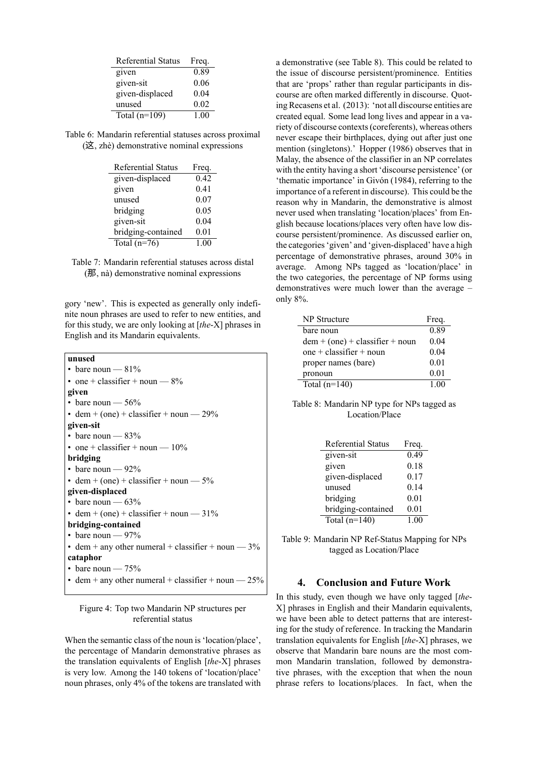| Referential Status | Freq. |
|---|---|
| given | 0.89 |
| given-sit | 0.06 |
| given-displaced | 0.04 |
| unused | 0.02 |
| Total (n=109) | 1.00 |

Table 6: Mandarin referential statuses across proximal (这, zhè) demonstrative nominal expressions

| Referential Status | Freq. |
|---|---|
| given-displaced | 0.42 |
| given | 0.41 |
| unused | 0.07 |
| bridging | 0.05 |
| given-sit | 0.04 |
| bridging-contained | 0.01 |
| Total (n=76) | 1.00 |

Table 7: Mandarin referential statuses across distal (那, nà) demonstrative nominal expressions

gory 'new'. This is expected as generally only indefinite noun phrases are used to refer to new entities, and for this study, we are only looking at [*the*-X] phrases in English and its Mandarin equivalents.

**unused**
- bare noun — 81%
- one + classifier + noun — 8%

**given**
- bare noun — 56%
- dem + (one) + classifier + noun — 29%

**given-sit**
- bare noun — 83%
- one + classifier + noun — 10%

**bridging**
- bare noun — 92%
- dem + (one) + classifier + noun — 5%

**given-displaced**
- bare noun — 63%
- dem + (one) + classifier + noun — 31%

**bridging-contained**
- bare noun — 97%
- dem + any other numeral + classifier + noun — 3%

**cataphor**
- bare noun — 75%
- dem + any other numeral + classifier + noun — 25%

Figure 4: Top two Mandarin NP structures per referential status

When the semantic class of the noun is 'location/place', the percentage of Mandarin demonstrative phrases as the translation equivalents of English [*the*-X] phrases is very low. Among the 140 tokens of 'location/place' noun phrases, only 4% of the tokens are translated with a demonstrative (see Table 8). This could be related to the issue of discourse persistent/prominence. Entities that are 'props' rather than regular participants in discourse are often marked differently in discourse. Quoting Recasens et al. (2013): 'not all discourse entities are created equal. Some lead long lives and appear in a variety of discourse contexts (coreferents), whereas others never escape their birthplaces, dying out after just one mention (singletons).' Hopper (1986) observes that in Malay, the absence of the classifier in an NP correlates with the entity having a short 'discourse persistence' (or 'thematic importance' in Givón (1984), referring to the importance of a referent in discourse). This could be the reason why in Mandarin, the demonstrative is almost never used when translating 'location/places' from English because locations/places very often have low discourse persistent/prominence. As discussed earlier on, the categories 'given' and 'given-displaced' have a high percentage of demonstrative phrases, around 30% in average. Among NPs tagged as 'location/place' in the two categories, the percentage of NP forms using demonstratives were much lower than the average – only 8%.

| NP Structure | Freq. |
|---|---|
| bare noun | 0.89 |
| dem + (one) + classifier + noun | 0.04 |
| one + classifier + noun | 0.04 |
| proper names (bare) | 0.01 |
| pronoun | 0.01 |
| Total (n=140) | 1.00 |

Table 8: Mandarin NP type for NPs tagged as Location/Place

| Referential Status | Freq. |
|---|---|
| given-sit | 0.49 |
| given | 0.18 |
| given-displaced | 0.17 |
| unused | 0.14 |
| bridging | 0.01 |
| bridging-contained | 0.01 |
| Total (n=140) | 1.00 |

Table 9: Mandarin NP Ref-Status Mapping for NPs tagged as Location/Place

## 4. Conclusion and Future Work

In this study, even though we have only tagged [*the*-X] phrases in English and their Mandarin equivalents, we have been able to detect patterns that are interesting for the study of reference. In tracking the Mandarin translation equivalents for English [*the*-X] phrases, we observe that Mandarin bare nouns are the most common Mandarin translation, followed by demonstrative phrases, with the exception that when the noun phrase refers to locations/places. In fact, when the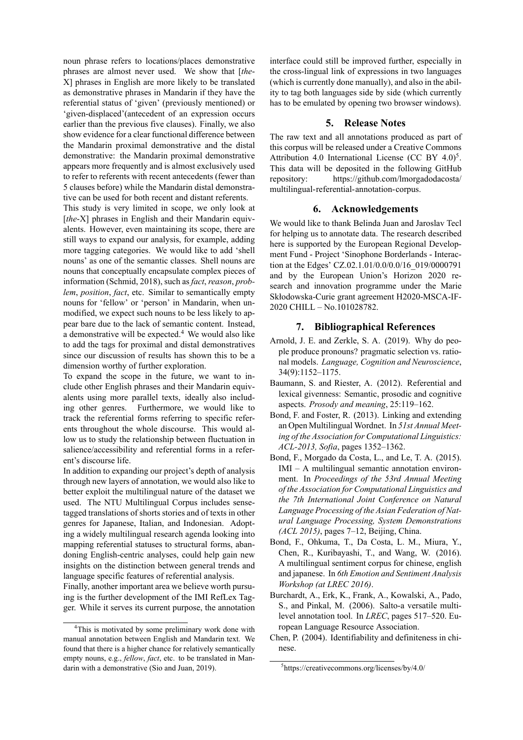noun phrase refers to locations/places demonstrative phrases are almost never used. We show that [*the*-X] phrases in English are more likely to be translated as demonstrative phrases in Mandarin if they have the referential status of 'given' (previously mentioned) or 'given-displaced'(antecedent of an expression occurs earlier than the previous five clauses). Finally, we also show evidence for a clear functional difference between the Mandarin proximal demonstrative and the distal demonstrative: the Mandarin proximal demonstrative appears more frequently and is almost exclusively used to refer to referents with recent antecedents (fewer than 5 clauses before) while the Mandarin distal demonstrative can be used for both recent and distant referents.

This study is very limited in scope, we only look at [*the*-X] phrases in English and their Mandarin equivalents. However, even maintaining its scope, there are still ways to expand our analysis, for example, adding more tagging categories. We would like to add 'shell nouns' as one of the semantic classes. Shell nouns are nouns that conceptually encapsulate complex pieces of information (Schmid, 2018), such as *fact*, *reason*, *problem*, *position*, *fact*, etc. Similar to semantically empty nouns for 'fellow' or 'person' in Mandarin, when unmodified, we expect such nouns to be less likely to appear bare due to the lack of semantic content. Instead, a demonstrative will be expected.[4] We would also like to add the tags for proximal and distal demonstratives since our discussion of results has shown this to be a dimension worthy of further exploration.

To expand the scope in the future, we want to include other English phrases and their Mandarin equivalents using more parallel texts, ideally also including other genres. Furthermore, we would like to track the referential forms referring to specific referents throughout the whole discourse. This would allow us to study the relationship between fluctuation in salience/accessibility and referential forms in a referent's discourse life.

In addition to expanding our project's depth of analysis through new layers of annotation, we would also like to better exploit the multilingual nature of the dataset we used. The NTU Multilingual Corpus includes sense-tagged translations of shorts stories and of texts in other genres for Japanese, Italian, and Indonesian. Adopting a widely multilingual research agenda looking into mapping referential statuses to structural forms, abandoning English-centric analyses, could help gain new insights on the distinction between general trends and language specific features of referential analysis.

Finally, another important area we believe worth pursuing is the further development of the IMI RefLex Tagger. While it serves its current purpose, the annotation interface could still be improved further, especially in the cross-lingual link of expressions in two languages (which is currently done manually), and also in the ability to tag both languages side by side (which currently has to be emulated by opening two browser windows).

[4] This is motivated by some preliminary work done with manual annotation between English and Mandarin text. We found that there is a higher chance for relatively semantically empty nouns, e.g., *fellow*, *fact*, etc. to be translated in Mandarin with a demonstrative (Sio and Juan, 2019).

## 5. Release Notes

The raw text and all annotations produced as part of this corpus will be released under a Creative Commons Attribution 4.0 International License (CC BY 4.0)[5]. This data will be deposited in the following GitHub repository: https://github.com/lmorgadodacosta/multilingual-referential-annotation-corpus.

[5] https://creativecommons.org/licenses/by/4.0/

## 6. Acknowledgements

We would like to thank Belinda Juan and Jaroslav Tecl for helping us to annotate data. The research described here is supported by the European Regional Development Fund - Project 'Sinophone Borderlands - Interaction at the Edges' CZ.02.1.01/0.0/0.0/16_019/0000791 and by the European Union's Horizon 2020 research and innovation programme under the Marie Skłodowska-Curie grant agreement H2020-MSCA-IF-2020 CHILL – No.101028782.

## 7. Bibliographical References

Arnold, J. E. and Zerkle, S. A. (2019). Why do people produce pronouns? pragmatic selection vs. rational models. *Language, Cognition and Neuroscience*, 34(9):1152–1175.

Baumann, S. and Riester, A. (2012). Referential and lexical givenness: Semantic, prosodic and cognitive aspects. *Prosody and meaning*, 25:119–162.

Bond, F. and Foster, R. (2013). Linking and extending an Open Multilingual Wordnet. In *51st Annual Meeting of the Association for Computational Linguistics: ACL-2013, Sofia*, pages 1352–1362.

Bond, F., Morgado da Costa, L., and Le, T. A. (2015). IMI – A multilingual semantic annotation environment. In *Proceedings of the 53rd Annual Meeting of the Association for Computational Linguistics and the 7th International Joint Conference on Natural Language Processing of the Asian Federation of Natural Language Processing, System Demonstrations (ACL 2015)*, pages 7–12, Beijing, China.

Bond, F., Ohkuma, T., Da Costa, L. M., Miura, Y., Chen, R., Kuribayashi, T., and Wang, W. (2016). A multilingual sentiment corpus for chinese, english and japanese. In *6th Emotion and Sentiment Analysis Workshop (at LREC 2016)*.

Burchardt, A., Erk, K., Frank, A., Kowalski, A., Pado, S., and Pinkal, M. (2006). Salto-a versatile multi-level annotation tool. In *LREC*, pages 517–520. European Language Resource Association.

Chen, P. (2004). Identifiability and definiteness in chinese.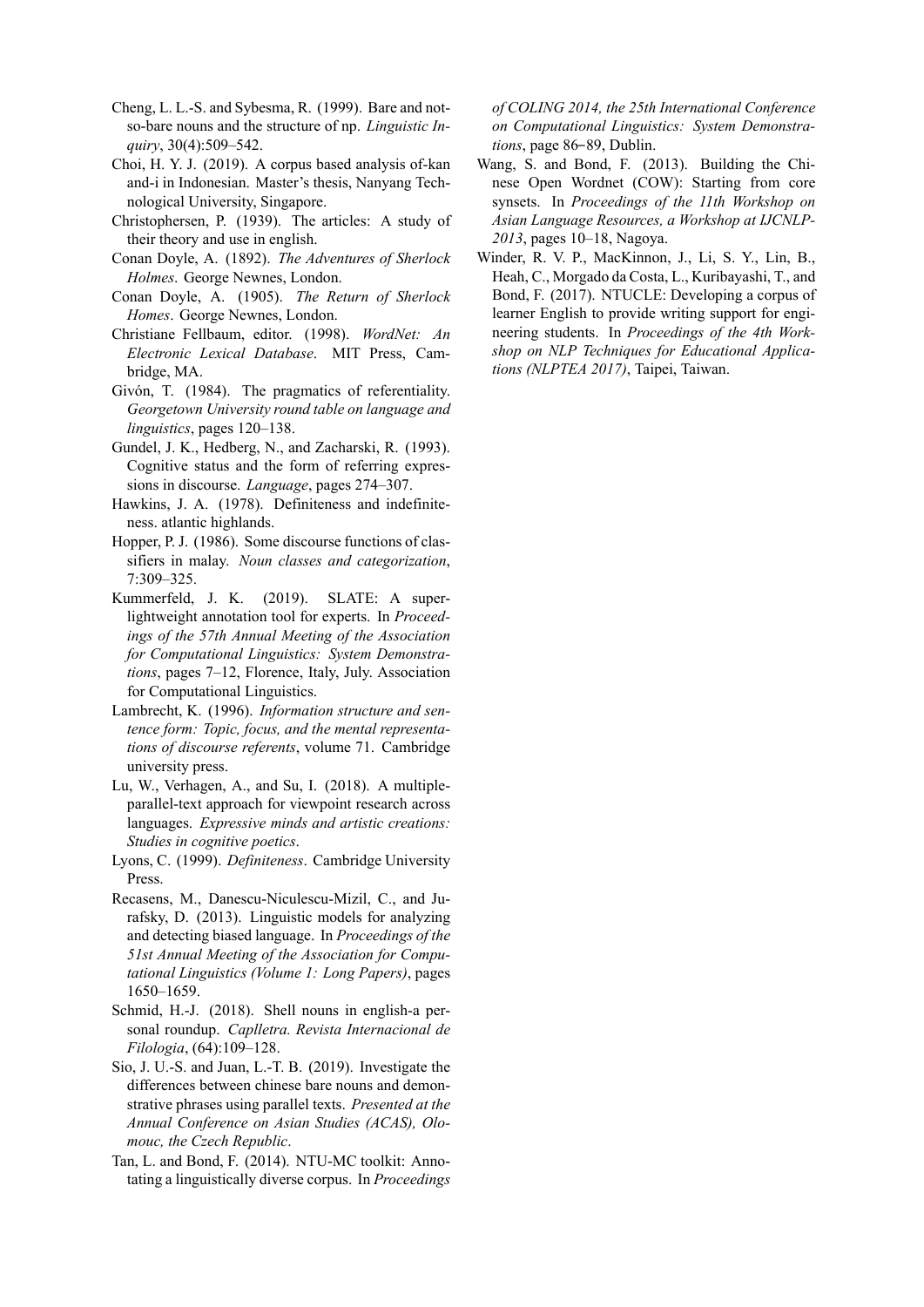Cheng, L. L.-S. and Sybesma, R. (1999). Bare and not-so-bare nouns and the structure of np. *Linguistic Inquiry*, 30(4):509–542.

Choi, H. Y. J. (2019). A corpus based analysis of-kan and-i in Indonesian. Master's thesis, Nanyang Technological University, Singapore.

Christophersen, P. (1939). The articles: A study of their theory and use in english.

Conan Doyle, A. (1892). *The Adventures of Sherlock Holmes*. George Newnes, London.

Conan Doyle, A. (1905). *The Return of Sherlock Homes*. George Newnes, London.

Christiane Fellbaum, editor. (1998). *WordNet: An Electronic Lexical Database*. MIT Press, Cambridge, MA.

Givón, T. (1984). The pragmatics of referentiality. *Georgetown University round table on language and linguistics*, pages 120–138.

Gundel, J. K., Hedberg, N., and Zacharski, R. (1993). Cognitive status and the form of referring expressions in discourse. *Language*, pages 274–307.

Hawkins, J. A. (1978). Definiteness and indefiniteness. atlantic highlands.

Hopper, P. J. (1986). Some discourse functions of classifiers in malay. *Noun classes and categorization*, 7:309–325.

Kummerfeld, J. K. (2019). SLATE: A super-lightweight annotation tool for experts. In *Proceedings of the 57th Annual Meeting of the Association for Computational Linguistics: System Demonstrations*, pages 7–12, Florence, Italy, July. Association for Computational Linguistics.

Lambrecht, K. (1996). *Information structure and sentence form: Topic, focus, and the mental representations of discourse referents*, volume 71. Cambridge university press.

Lu, W., Verhagen, A., and Su, I. (2018). A multiple-parallel-text approach for viewpoint research across languages. *Expressive minds and artistic creations: Studies in cognitive poetics*.

Lyons, C. (1999). *Definiteness*. Cambridge University Press.

Recasens, M., Danescu-Niculescu-Mizil, C., and Jurafsky, D. (2013). Linguistic models for analyzing and detecting biased language. In *Proceedings of the 51st Annual Meeting of the Association for Computational Linguistics (Volume 1: Long Papers)*, pages 1650–1659.

Schmid, H.-J. (2018). Shell nouns in english-a personal roundup. *Caplletra. Revista Internacional de Filologia*, (64):109–128.

Sio, J. U.-S. and Juan, L.-T. B. (2019). Investigate the differences between chinese bare nouns and demonstrative phrases using parallel texts. *Presented at the Annual Conference on Asian Studies (ACAS), Olomouc, the Czech Republic*.

Tan, L. and Bond, F. (2014). NTU-MC toolkit: Annotating a linguistically diverse corpus. In *Proceedings of COLING 2014, the 25th International Conference on Computational Linguistics: System Demonstrations*, page 86–89, Dublin.

Wang, S. and Bond, F. (2013). Building the Chinese Open Wordnet (COW): Starting from core synsets. In *Proceedings of the 11th Workshop on Asian Language Resources, a Workshop at IJCNLP-2013*, pages 10–18, Nagoya.

Winder, R. V. P., MacKinnon, J., Li, S. Y., Lin, B., Heah, C., Morgado da Costa, L., Kuribayashi, T., and Bond, F. (2017). NTUCLE: Developing a corpus of learner English to provide writing support for engineering students. In *Proceedings of the 4th Workshop on NLP Techniques for Educational Applications (NLPTEA 2017)*, Taipei, Taiwan.